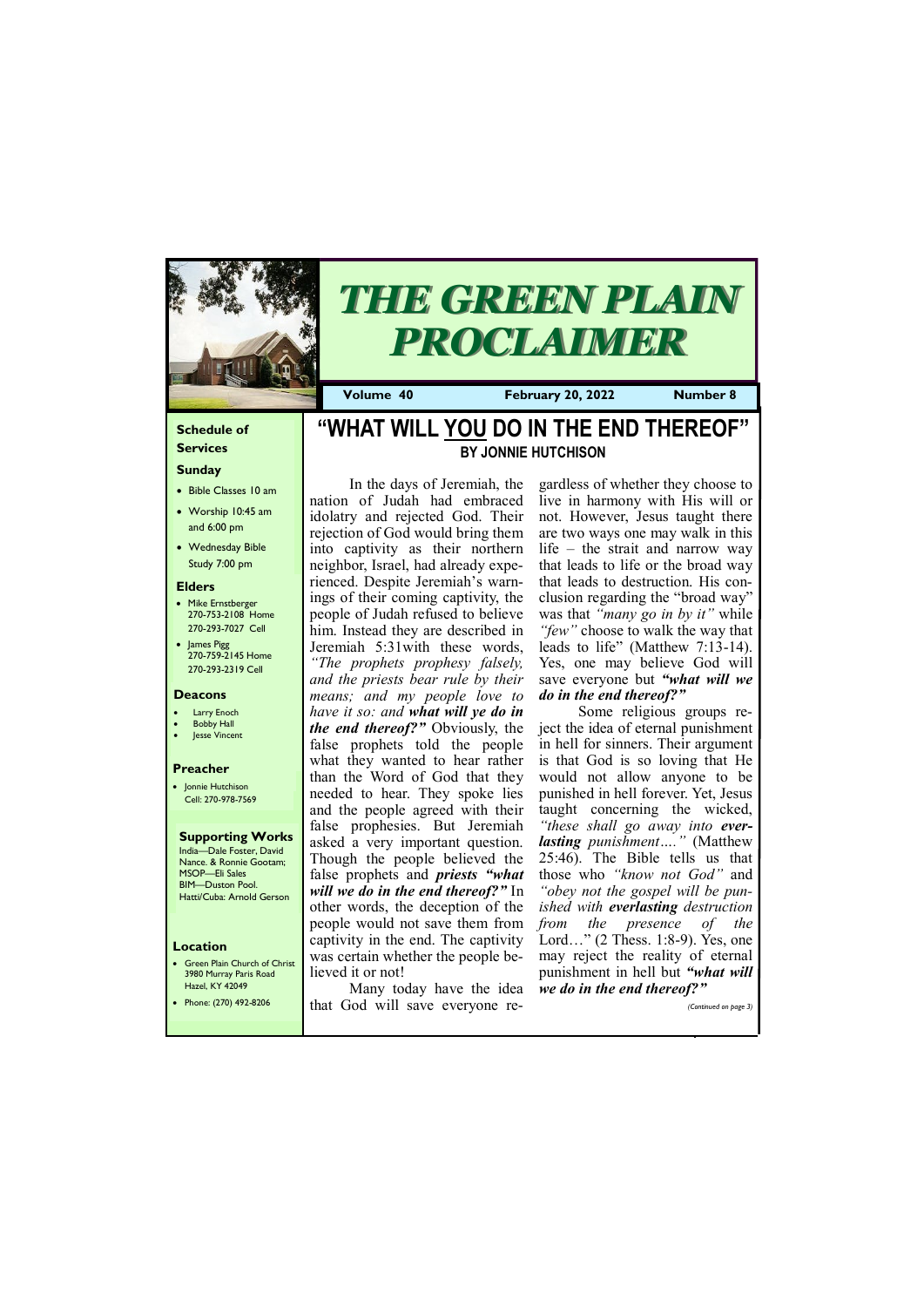# THE GREEN PLAIN PROCLAIMER

**Volume 40** **February 20, 2022** **Number 8**

### Schedule of Services

**Sunday**

- Bible Classes 10 am
- Worship 10:45 am and 6:00 pm
- Wednesday Bible Study 7:00 pm

**Elders**

- Mike Ernstberger 270-753-2108 Home 270-293-7027 Cell
- James Pigg 270-759-2145 Home 270-293-2319 Cell

**Deacons**

- Larry Enoch
- Bobby Hall
- Jesse Vincent

**Preacher**

- Jonnie Hutchison Cell: 270-978-7569

**Supporting Works**

India—Dale Foster, David Nance. & Ronnie Gootam; MSOP—Eli Sales BIM—Duston Pool. Hatti/Cuba: Arnold Gerson

**Location**

- Green Plain Church of Christ 3980 Murray Paris Road Hazel, KY 42049
- Phone: (270) 492-8206

## "WHAT WILL YOU DO IN THE END THEREOF"

**BY JONNIE HUTCHISON**

In the days of Jeremiah, the nation of Judah had embraced idolatry and rejected God. Their rejection of God would bring them into captivity as their northern neighbor, Israel, had already experienced. Despite Jeremiah's warnings of their coming captivity, the people of Judah refused to believe him. Instead they are described in Jeremiah 5:31with these words, *"The prophets prophesy falsely, and the priests bear rule by their means; and my people love to have it so: and **what will ye do in the end thereof?"*** Obviously, the false prophets told the people what they wanted to hear rather than the Word of God that they needed to hear. They spoke lies and the people agreed with their false prophesies. But Jeremiah asked a very important question. Though the people believed the false prophets and ***priests "what will we do in the end thereof?"*** In other words, the deception of the people would not save them from captivity in the end. The captivity was certain whether the people believed it or not!

Many today have the idea that God will save everyone regardless of whether they choose to live in harmony with His will or not. However, Jesus taught there are two ways one may walk in this life – the strait and narrow way that leads to life or the broad way that leads to destruction. His conclusion regarding the "broad way" was that *"many go in by it"* while *"few"* choose to walk the way that leads to life" (Matthew 7:13-14). Yes, one may believe God will save everyone but ***"what will we do in the end thereof?"***

Some religious groups reject the idea of eternal punishment in hell for sinners. Their argument is that God is so loving that He would not allow anyone to be punished in hell forever. Yet, Jesus taught concerning the wicked, *"these shall go away into **everlasting** punishment…."* (Matthew 25:46). The Bible tells us that those who *"know not God"* and *"obey not the gospel will be punished with **everlasting** destruction from the presence of the* Lord…" (2 Thess. 1:8-9). Yes, one may reject the reality of eternal punishment in hell but ***"what will we do in the end thereof?"***

*(Continued on page 3)*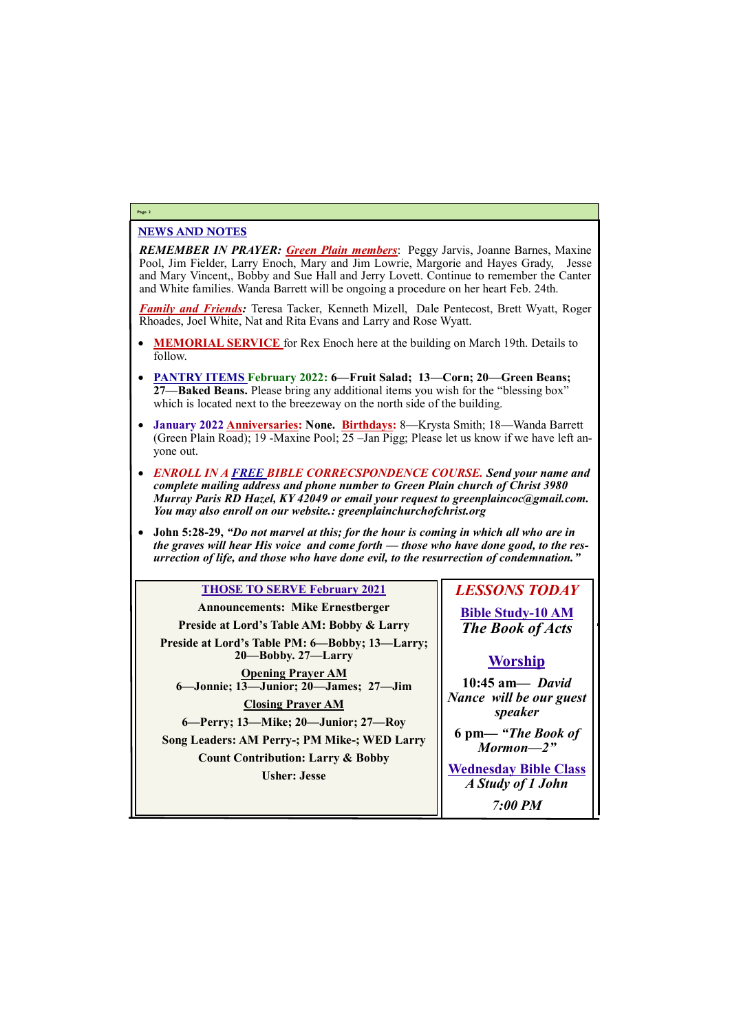## NEWS AND NOTES

***REMEMBER IN PRAYER: Green Plain members***: Peggy Jarvis, Joanne Barnes, Maxine Pool, Jim Fielder, Larry Enoch, Mary and Jim Lowrie, Margorie and Hayes Grady, Jesse and Mary Vincent,, Bobby and Sue Hall and Jerry Lovett. Continue to remember the Canter and White families. Wanda Barrett will be ongoing a procedure on her heart Feb. 24th.

***Family and Friends:*** Teresa Tacker, Kenneth Mizell, Dale Pentecost, Brett Wyatt, Roger Rhoades, Joel White, Nat and Rita Evans and Larry and Rose Wyatt.

- **MEMORIAL SERVICE** for Rex Enoch here at the building on March 19th. Details to follow.
- **PANTRY ITEMS February 2022: 6—Fruit Salad; 13—Corn; 20—Green Beans; 27—Baked Beans.** Please bring any additional items you wish for the "blessing box" which is located next to the breezeway on the north side of the building.
- **January 2022 Anniversaries: None. Birthdays:** 8—Krysta Smith; 18—Wanda Barrett (Green Plain Road); 19 -Maxine Pool; 25 –Jan Pigg; Please let us know if we have left anyone out.
- ***ENROLL IN A FREE BIBLE CORRECSPONDENCE COURSE. Send your name and complete mailing address and phone number to Green Plain church of Christ 3980 Murray Paris RD Hazel, KY 42049 or email your request to greenplaincoc@gmail.com. You may also enroll on our website.: greenplainchurchofchrist.org***
- **John 5:28-29,** ***"Do not marvel at this; for the hour is coming in which all who are in the graves will hear His voice and come forth — those who have done good, to the resurrection of life, and those who have done evil, to the resurrection of condemnation."***

### THOSE TO SERVE February 2021

**Announcements: Mike Ernestberger**

**Preside at Lord's Table AM: Bobby & Larry**

**Preside at Lord's Table PM: 6—Bobby; 13—Larry; 20—Bobby. 27—Larry**

**Opening Prayer AM**
**6—Jonnie; 13—Junior; 20—James; 27—Jim**

**Closing Prayer AM**
**6—Perry; 13—Mike; 20—Junior; 27—Roy**

**Song Leaders: AM Perry-; PM Mike-; WED Larry**

**Count Contribution: Larry & Bobby**

**Usher: Jesse**

### *LESSONS TODAY*

**Bible Study-10 AM**
***The Book of Acts***

**Worship**

**10:45 am—** ***David Nance will be our guest speaker***

**6 pm—** ***"The Book of Mormon—2"***

**Wednesday Bible Class**
***A Study of 1 John***

***7:00 PM***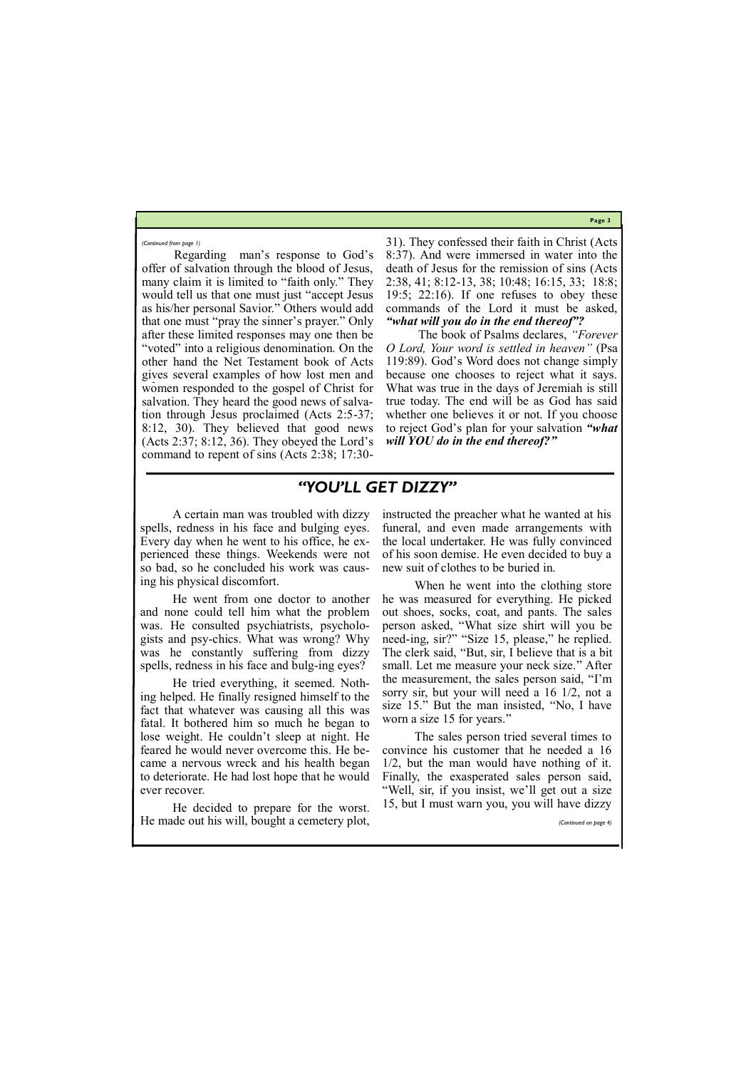*(Continued from page 1)*

Regarding man's response to God's offer of salvation through the blood of Jesus, many claim it is limited to "faith only." They would tell us that one must just "accept Jesus as his/her personal Savior." Others would add that one must "pray the sinner's prayer." Only after these limited responses may one then be "voted" into a religious denomination. On the other hand the Net Testament book of Acts gives several examples of how lost men and women responded to the gospel of Christ for salvation. They heard the good news of salvation through Jesus proclaimed (Acts 2:5-37; 8:12, 30). They believed that good news (Acts 2:37; 8:12, 36). They obeyed the Lord's command to repent of sins (Acts 2:38; 17:30-31). They confessed their faith in Christ (Acts 8:37). And were immersed in water into the death of Jesus for the remission of sins (Acts 2:38, 41; 8:12-13, 38; 10:48; 16:15, 33; 18:8; 19:5; 22:16). If one refuses to obey these commands of the Lord it must be asked, ***"what will you do in the end thereof"?***

The book of Psalms declares, *"Forever O Lord, Your word is settled in heaven"* (Psa 119:89). God's Word does not change simply because one chooses to reject what it says. What was true in the days of Jeremiah is still true today. The end will be as God has said whether one believes it or not. If you choose to reject God's plan for your salvation ***"what will YOU do in the end thereof?"***

## *"YOU'LL GET DIZZY"*

A certain man was troubled with dizzy spells, redness in his face and bulging eyes. Every day when he went to his office, he experienced these things. Weekends were not so bad, so he concluded his work was causing his physical discomfort.

He went from one doctor to another and none could tell him what the problem was. He consulted psychiatrists, psychologists and psy-chics. What was wrong? Why was he constantly suffering from dizzy spells, redness in his face and bulg-ing eyes?

He tried everything, it seemed. Nothing helped. He finally resigned himself to the fact that whatever was causing all this was fatal. It bothered him so much he began to lose weight. He couldn't sleep at night. He feared he would never overcome this. He became a nervous wreck and his health began to deteriorate. He had lost hope that he would ever recover.

He decided to prepare for the worst. He made out his will, bought a cemetery plot, instructed the preacher what he wanted at his funeral, and even made arrangements with the local undertaker. He was fully convinced of his soon demise. He even decided to buy a new suit of clothes to be buried in.

When he went into the clothing store he was measured for everything. He picked out shoes, socks, coat, and pants. The sales person asked, "What size shirt will you be need-ing, sir?" "Size 15, please," he replied. The clerk said, "But, sir, I believe that is a bit small. Let me measure your neck size." After the measurement, the sales person said, "I'm sorry sir, but your will need a 16 1/2, not a size 15." But the man insisted, "No, I have worn a size 15 for years."

The sales person tried several times to convince his customer that he needed a 16 1/2, but the man would have nothing of it. Finally, the exasperated sales person said, "Well, sir, if you insist, we'll get out a size 15, but I must warn you, you will have dizzy

*(Continued on page 4)*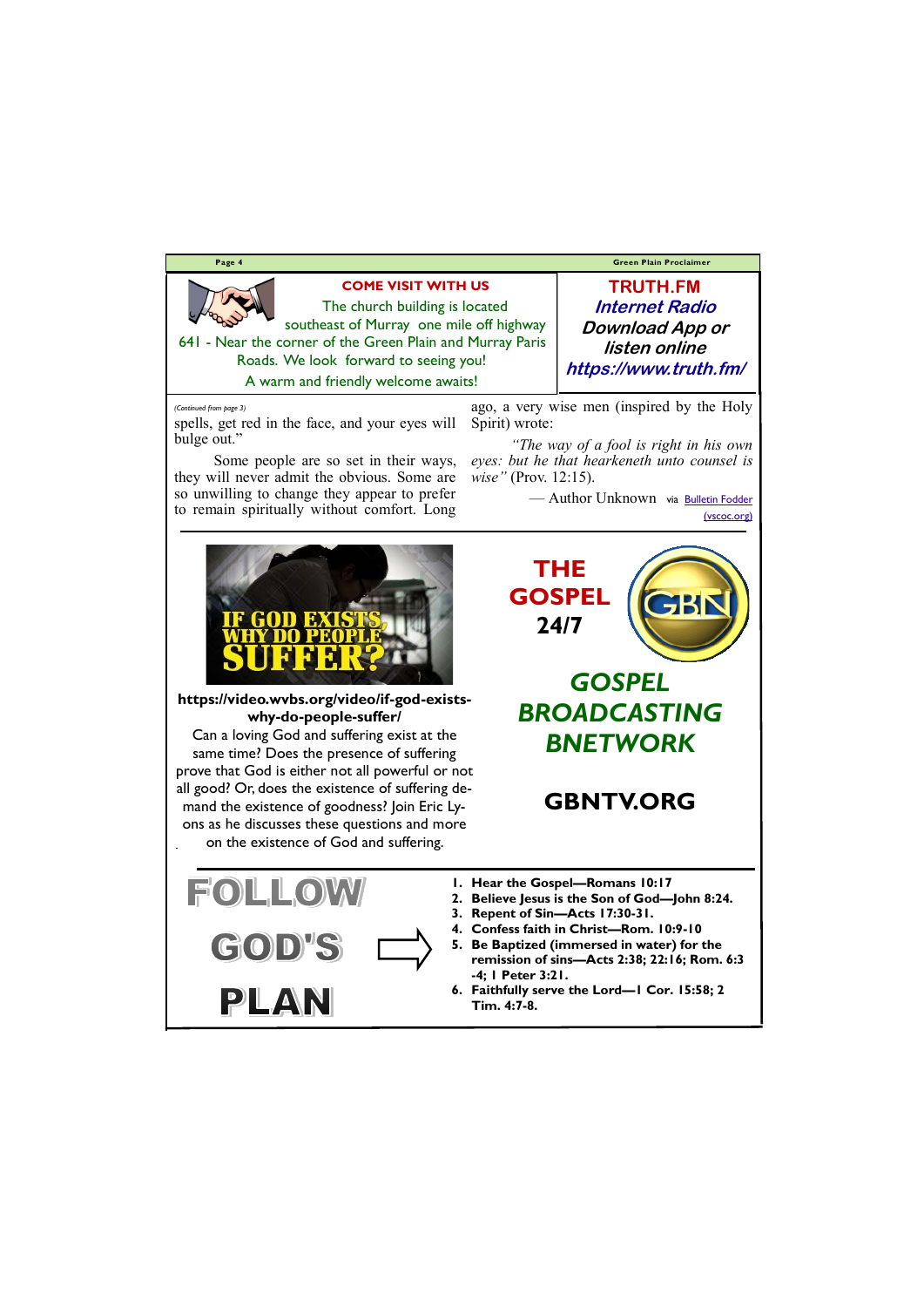## COME VISIT WITH US

The church building is located southeast of Murray one mile off highway 641 - Near the corner of the Green Plain and Murray Paris Roads. We look forward to seeing you!

A warm and friendly welcome awaits!

## TRUTH.FM

***Internet Radio***

***Download App or listen online***

***https://www.truth.fm/***

*(Continued from page 3)*

spells, get red in the face, and your eyes will bulge out."

Some people are so set in their ways, they will never admit the obvious. Some are so unwilling to change they appear to prefer to remain spiritually without comfort. Long ago, a very wise men (inspired by the Holy Spirit) wrote:

*"The way of a fool is right in his own eyes: but he that hearkeneth unto counsel is wise"* (Prov. 12:15).

— Author Unknown via Bulletin Fodder (vscoc.org)

IF GOD EXISTS WHY DO PEOPLE SUFFER?

**https://video.wvbs.org/video/if-god-exists-why-do-people-suffer/**

Can a loving God and suffering exist at the same time? Does the presence of suffering prove that God is either not all powerful or not all good? Or, does the existence of suffering demand the existence of goodness? Join Eric Lyons as he discusses these questions and more on the existence of God and suffering.

## THE GOSPEL 24/7

GBN

## *GOSPEL BROADCASTING BNETWORK*

## GBNTV.ORG

## FOLLOW GOD'S PLAN

1. **Hear the Gospel—Romans 10:17**
2. **Believe Jesus is the Son of God—John 8:24.**
3. **Repent of Sin—Acts 17:30-31.**
4. **Confess faith in Christ—Rom. 10:9-10**
5. **Be Baptized (immersed in water) for the remission of sins—Acts 2:38; 22:16; Rom. 6:3-4; I Peter 3:21.**
6. **Faithfully serve the Lord—I Cor. 15:58; 2 Tim. 4:7-8.**